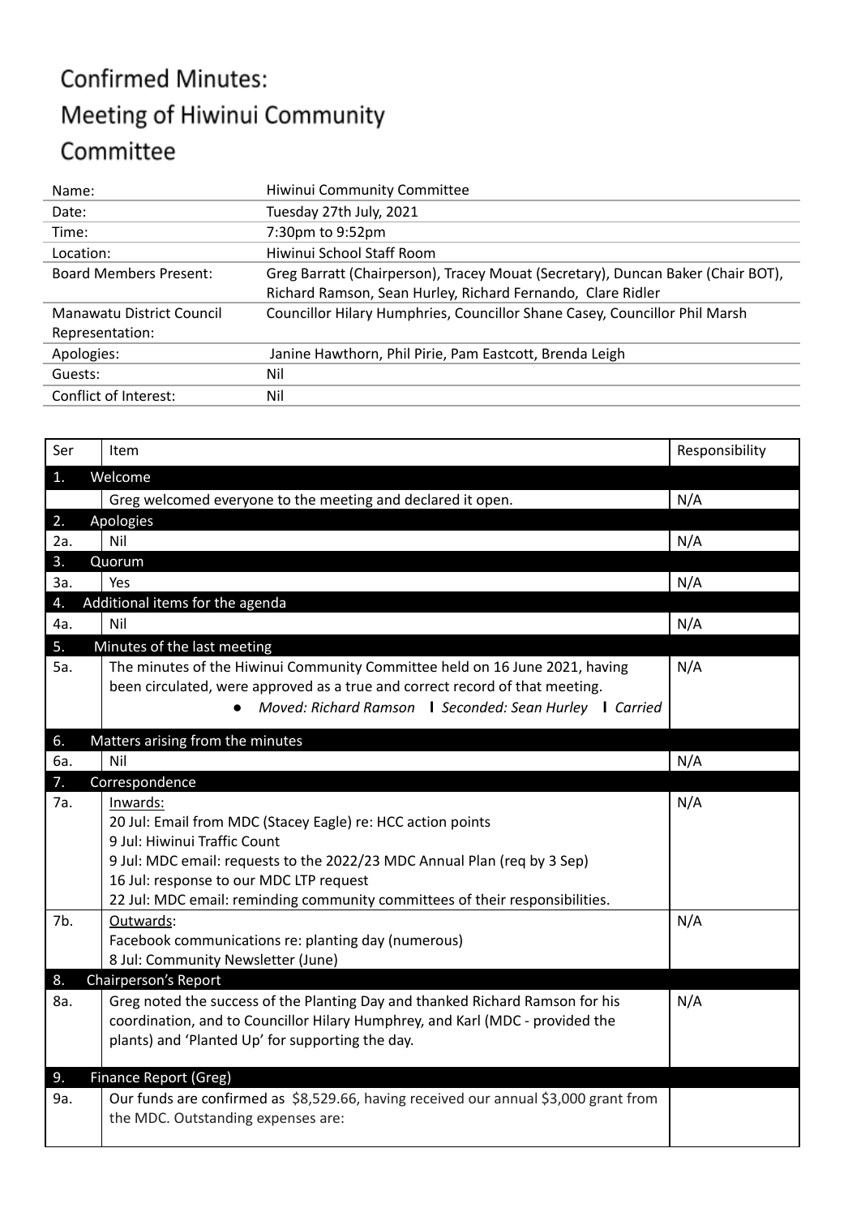# Confirmed Minutes:
# Meeting of Hiwinui Community Committee

| Name: | Hiwinui Community Committee |
|---|---|
| Date: | Tuesday 27th July, 2021 |
| Time: | 7:30pm to 9:52pm |
| Location: | Hiwinui School Staff Room |
| Board Members Present: | Greg Barratt (Chairperson), Tracey Mouat (Secretary), Duncan Baker (Chair BOT), Richard Ramson, Sean Hurley, Richard Fernando, Clare Ridler |
| Manawatu District Council Representation: | Councillor Hilary Humphries, Councillor Shane Casey, Councillor Phil Marsh |
| Apologies: | Janine Hawthorn, Phil Pirie, Pam Eastcott, Brenda Leigh |
| Guests: | Nil |
| Conflict of Interest: | Nil |

| Ser | Item | Responsibility |
|---|---|---|
| **1.** | **Welcome** | |
| | Greg welcomed everyone to the meeting and declared it open. | N/A |
| **2.** | **Apologies** | |
| 2a. | Nil | N/A |
| **3.** | **Quorum** | |
| 3a. | Yes | N/A |
| **4.** | **Additional items for the agenda** | |
| 4a. | Nil | N/A |
| **5.** | **Minutes of the last meeting** | |
| 5a. | The minutes of the Hiwinui Community Committee held on 16 June 2021, having been circulated, were approved as a true and correct record of that meeting.<br>• *Moved: Richard Ramson* **I** *Seconded: Sean Hurley* **I** *Carried* | N/A |
| **6.** | **Matters arising from the minutes** | |
| 6a. | Nil | N/A |
| **7.** | **Correspondence** | |
| 7a. | Inwards:<br>20 Jul: Email from MDC (Stacey Eagle) re: HCC action points<br>9 Jul: Hiwinui Traffic Count<br>9 Jul: MDC email: requests to the 2022/23 MDC Annual Plan (req by 3 Sep)<br>16 Jul: response to our MDC LTP request<br>22 Jul: MDC email: reminding community committees of their responsibilities. | N/A |
| 7b. | Outwards:<br>Facebook communications re: planting day (numerous)<br>8 Jul: Community Newsletter (June) | N/A |
| **8.** | **Chairperson's Report** | |
| 8a. | Greg noted the success of the Planting Day and thanked Richard Ramson for his coordination, and to Councillor Hilary Humphrey, and Karl (MDC - provided the plants) and 'Planted Up' for supporting the day. | N/A |
| **9.** | **Finance Report (Greg)** | |
| 9a. | Our funds are confirmed as $8,529.66, having received our annual $3,000 grant from the MDC. Outstanding expenses are: | |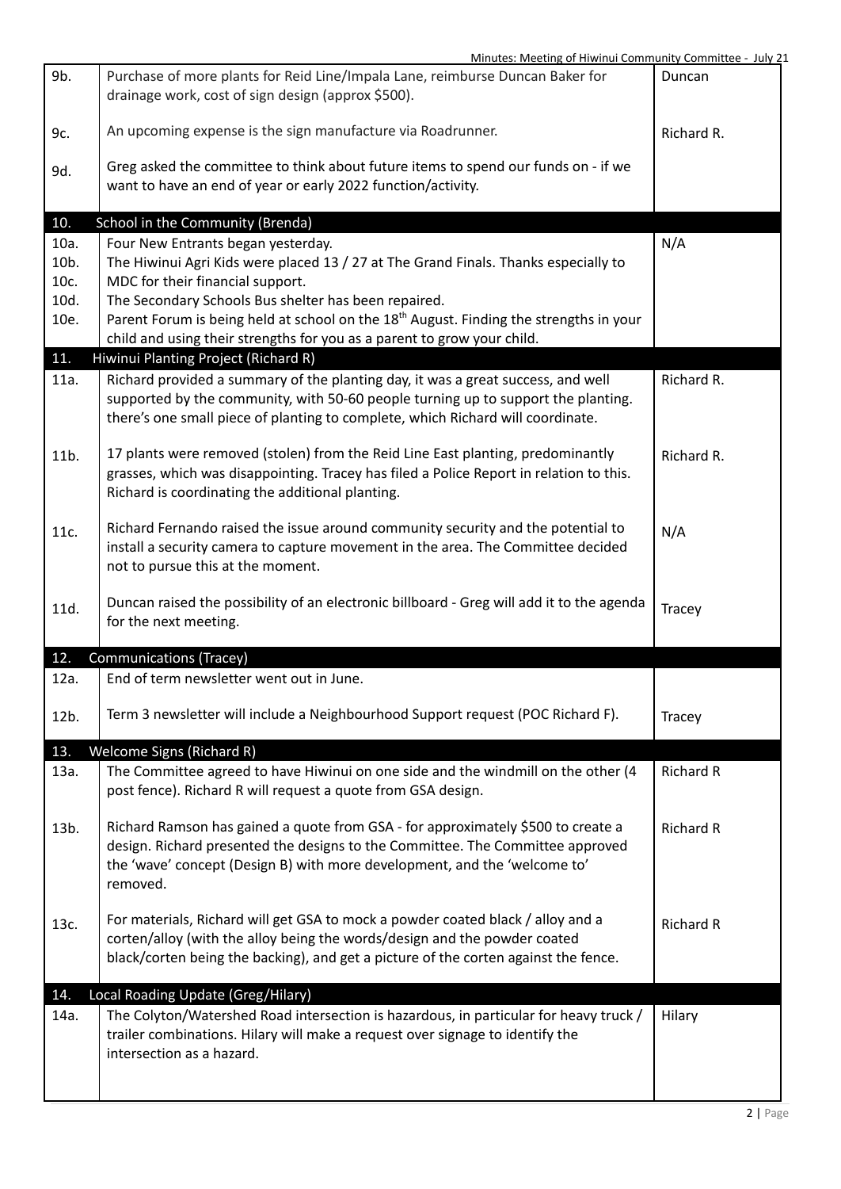| | | |
|---|---|---|
| 9b. | Purchase of more plants for Reid Line/Impala Lane, reimburse Duncan Baker for drainage work, cost of sign design (approx $500). | Duncan |
| 9c. | An upcoming expense is the sign manufacture via Roadrunner. | Richard R. |
| 9d. | Greg asked the committee to think about future items to spend our funds on - if we want to have an end of year or early 2022 function/activity. | |
| **10.** | **School in the Community (Brenda)** | |
| 10a.<br>10b.<br>10c.<br>10d.<br>10e. | Four New Entrants began yesterday.<br>The Hiwinui Agri Kids were placed 13 / 27 at The Grand Finals. Thanks especially to MDC for their financial support.<br>The Secondary Schools Bus shelter has been repaired.<br>Parent Forum is being held at school on the 18th August. Finding the strengths in your child and using their strengths for you as a parent to grow your child. | N/A |
| **11.** | **Hiwinui Planting Project (Richard R)** | |
| 11a. | Richard provided a summary of the planting day, it was a great success, and well supported by the community, with 50-60 people turning up to support the planting. there's one small piece of planting to complete, which Richard will coordinate. | Richard R. |
| 11b. | 17 plants were removed (stolen) from the Reid Line East planting, predominantly grasses, which was disappointing. Tracey has filed a Police Report in relation to this. Richard is coordinating the additional planting. | Richard R. |
| 11c. | Richard Fernando raised the issue around community security and the potential to install a security camera to capture movement in the area. The Committee decided not to pursue this at the moment. | N/A |
| 11d. | Duncan raised the possibility of an electronic billboard - Greg will add it to the agenda for the next meeting. | Tracey |
| **12.** | **Communications (Tracey)** | |
| 12a. | End of term newsletter went out in June. | |
| 12b. | Term 3 newsletter will include a Neighbourhood Support request (POC Richard F). | Tracey |
| **13.** | **Welcome Signs (Richard R)** | |
| 13a. | The Committee agreed to have Hiwinui on one side and the windmill on the other (4 post fence). Richard R will request a quote from GSA design. | Richard R |
| 13b. | Richard Ramson has gained a quote from GSA - for approximately $500 to create a design. Richard presented the designs to the Committee. The Committee approved the 'wave' concept (Design B) with more development, and the 'welcome to' removed. | Richard R |
| 13c. | For materials, Richard will get GSA to mock a powder coated black / alloy and a corten/alloy (with the alloy being the words/design and the powder coated black/corten being the backing), and get a picture of the corten against the fence. | Richard R |
| **14.** | **Local Roading Update (Greg/Hilary)** | |
| 14a. | The Colyton/Watershed Road intersection is hazardous, in particular for heavy truck / trailer combinations. Hilary will make a request over signage to identify the intersection as a hazard. | Hilary |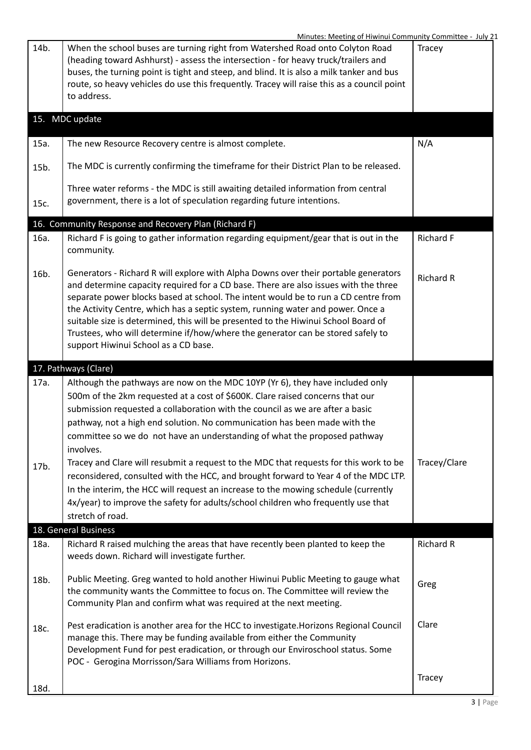| | | |
|---|---|---|
| 14b. | When the school buses are turning right from Watershed Road onto Colyton Road (heading toward Ashhurst) - assess the intersection - for heavy truck/trailers and buses, the turning point is tight and steep, and blind. It is also a milk tanker and bus route, so heavy vehicles do use this frequently. Tracey will raise this as a council point to address. | Tracey |
| **15. MDC update** | | |
| 15a. | The new Resource Recovery centre is almost complete. | N/A |
| 15b. | The MDC is currently confirming the timeframe for their District Plan to be released. | |
| 15c. | Three water reforms - the MDC is still awaiting detailed information from central government, there is a lot of speculation regarding future intentions. | |
| **16. Community Response and Recovery Plan (Richard F)** | | |
| 16a. | Richard F is going to gather information regarding equipment/gear that is out in the community. | Richard F |
| 16b. | Generators - Richard R will explore with Alpha Downs over their portable generators and determine capacity required for a CD base. There are also issues with the three separate power blocks based at school. The intent would be to run a CD centre from the Activity Centre, which has a septic system, running water and power. Once a suitable size is determined, this will be presented to the Hiwinui School Board of Trustees, who will determine if/how/where the generator can be stored safely to support Hiwinui School as a CD base. | Richard R |
| **17. Pathways (Clare)** | | |
| 17a. | Although the pathways are now on the MDC 10YP (Yr 6), they have included only 500m of the 2km requested at a cost of \$600K. Clare raised concerns that our submission requested a collaboration with the council as we are after a basic pathway, not a high end solution. No communication has been made with the committee so we do not have an understanding of what the proposed pathway involves. | |
| 17b. | Tracey and Clare will resubmit a request to the MDC that requests for this work to be reconsidered, consulted with the HCC, and brought forward to Year 4 of the MDC LTP. In the interim, the HCC will request an increase to the mowing schedule (currently 4x/year) to improve the safety for adults/school children who frequently use that stretch of road. | Tracey/Clare |
| **18. General Business** | | |
| 18a. | Richard R raised mulching the areas that have recently been planted to keep the weeds down. Richard will investigate further. | Richard R |
| 18b. | Public Meeting. Greg wanted to hold another Hiwinui Public Meeting to gauge what the community wants the Committee to focus on. The Committee will review the Community Plan and confirm what was required at the next meeting. | Greg |
| 18c. | Pest eradication is another area for the HCC to investigate.Horizons Regional Council manage this. There may be funding available from either the Community Development Fund for pest eradication, or through our Enviroschool status. Some POC - Gerogina Morrisson/Sara Williams from Horizons. | Clare |
| 18d. | | Tracey |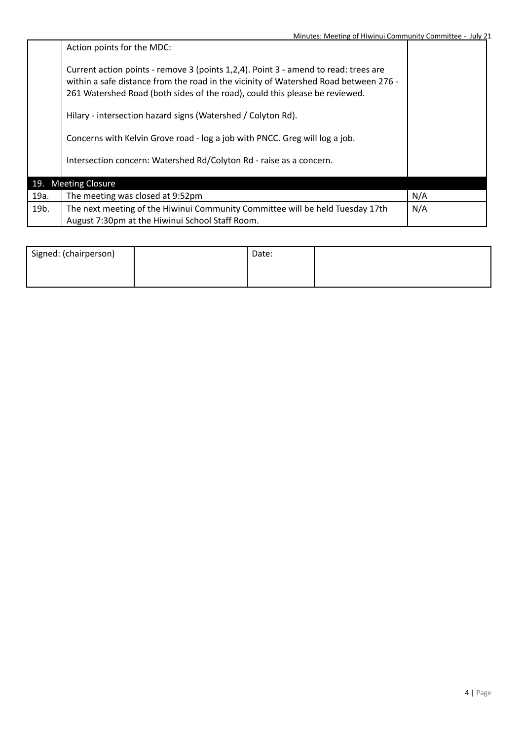| | | |
|---|---|---|
| | Action points for the MDC:<br><br>Current action points - remove 3 (points 1,2,4). Point 3 - amend to read: trees are within a safe distance from the road in the vicinity of Watershed Road between 276 - 261 Watershed Road (both sides of the road), could this please be reviewed.<br><br>Hilary - intersection hazard signs (Watershed / Colyton Rd).<br><br>Concerns with Kelvin Grove road - log a job with PNCC. Greg will log a job.<br><br>Intersection concern: Watershed Rd/Colyton Rd - raise as a concern. | |
| **19. Meeting Closure** | | |
| 19a. | The meeting was closed at 9:52pm | N/A |
| 19b. | The next meeting of the Hiwinui Community Committee will be held Tuesday 17th August 7:30pm at the Hiwinui School Staff Room. | N/A |

| Signed: (chairperson) | | Date: | |
|---|---|---|---|